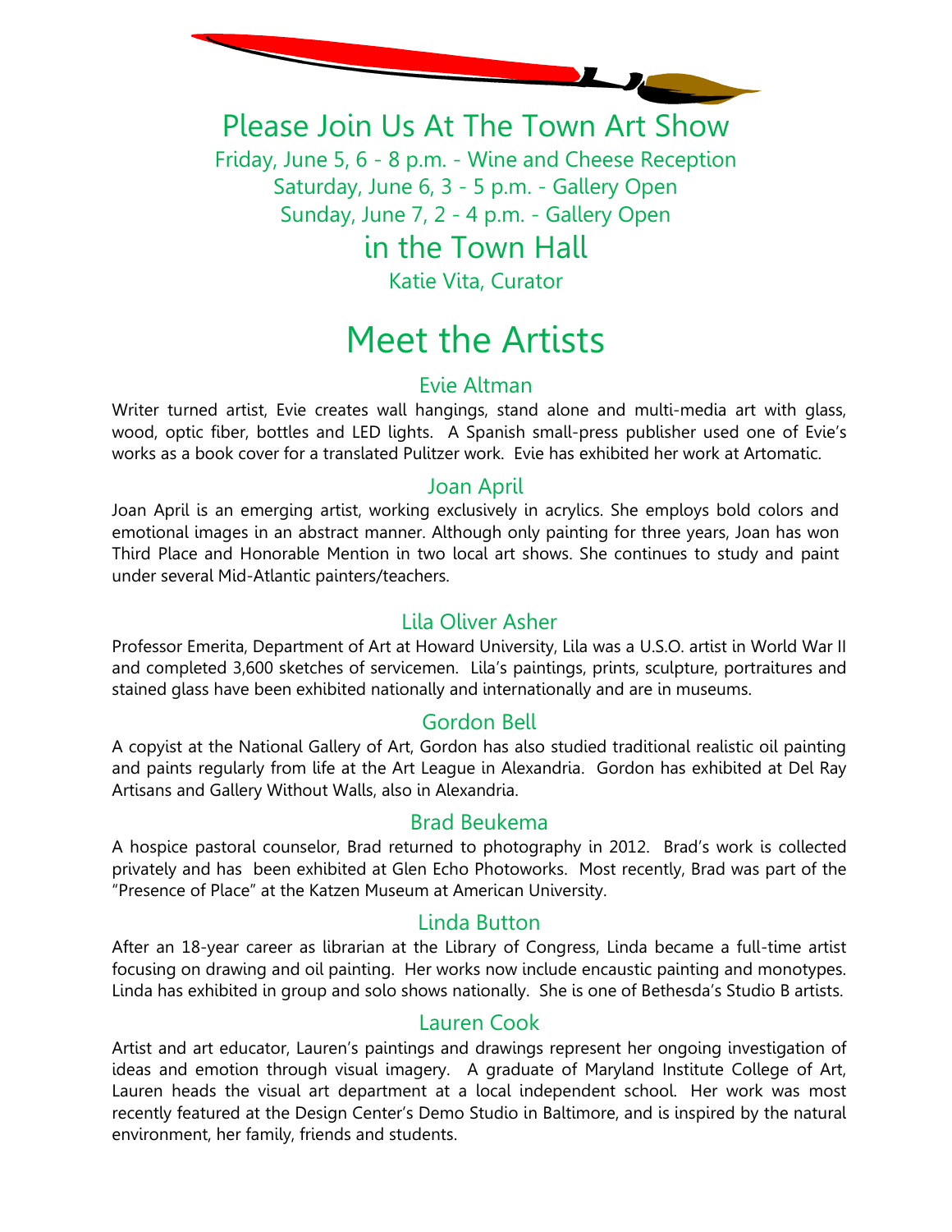# Please Join Us At The Town Art Show

Friday, June 5, 6 - 8 p.m. - Wine and Cheese Reception
Saturday, June 6, 3 - 5 p.m. - Gallery Open
Sunday, June 7, 2 - 4 p.m. - Gallery Open

## in the Town Hall

Katie Vita, Curator

# Meet the Artists

### Evie Altman

Writer turned artist, Evie creates wall hangings, stand alone and multi-media art with glass, wood, optic fiber, bottles and LED lights. A Spanish small-press publisher used one of Evie's works as a book cover for a translated Pulitzer work. Evie has exhibited her work at Artomatic.

### Joan April

Joan April is an emerging artist, working exclusively in acrylics. She employs bold colors and emotional images in an abstract manner. Although only painting for three years, Joan has won Third Place and Honorable Mention in two local art shows. She continues to study and paint under several Mid-Atlantic painters/teachers.

### Lila Oliver Asher

Professor Emerita, Department of Art at Howard University, Lila was a U.S.O. artist in World War II and completed 3,600 sketches of servicemen. Lila's paintings, prints, sculpture, portraitures and stained glass have been exhibited nationally and internationally and are in museums.

### Gordon Bell

A copyist at the National Gallery of Art, Gordon has also studied traditional realistic oil painting and paints regularly from life at the Art League in Alexandria. Gordon has exhibited at Del Ray Artisans and Gallery Without Walls, also in Alexandria.

### Brad Beukema

A hospice pastoral counselor, Brad returned to photography in 2012. Brad's work is collected privately and has been exhibited at Glen Echo Photoworks. Most recently, Brad was part of the "Presence of Place" at the Katzen Museum at American University.

### Linda Button

After an 18-year career as librarian at the Library of Congress, Linda became a full-time artist focusing on drawing and oil painting. Her works now include encaustic painting and monotypes. Linda has exhibited in group and solo shows nationally. She is one of Bethesda's Studio B artists.

### Lauren Cook

Artist and art educator, Lauren's paintings and drawings represent her ongoing investigation of ideas and emotion through visual imagery. A graduate of Maryland Institute College of Art, Lauren heads the visual art department at a local independent school. Her work was most recently featured at the Design Center's Demo Studio in Baltimore, and is inspired by the natural environment, her family, friends and students.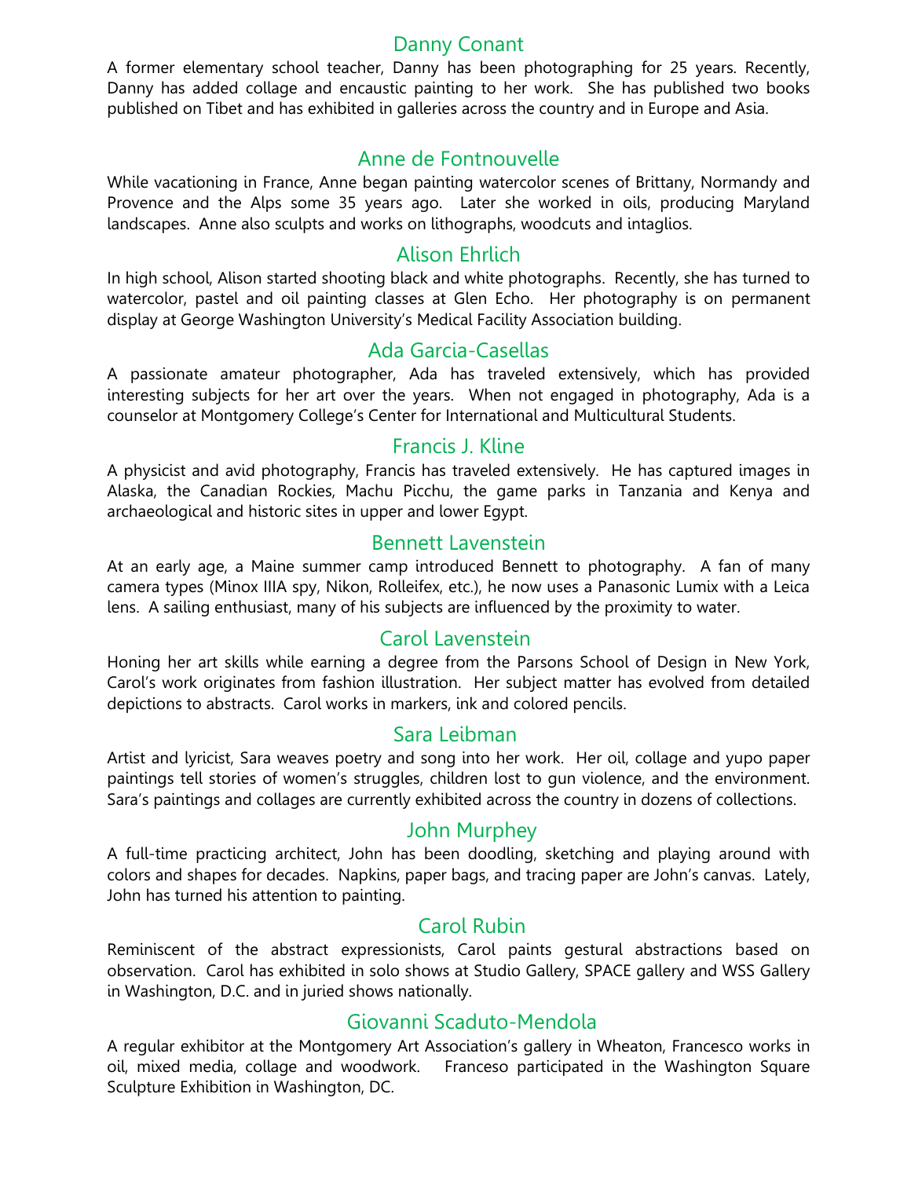## Danny Conant

A former elementary school teacher, Danny has been photographing for 25 years. Recently, Danny has added collage and encaustic painting to her work. She has published two books published on Tibet and has exhibited in galleries across the country and in Europe and Asia.

## Anne de Fontnouvelle

While vacationing in France, Anne began painting watercolor scenes of Brittany, Normandy and Provence and the Alps some 35 years ago. Later she worked in oils, producing Maryland landscapes. Anne also sculpts and works on lithographs, woodcuts and intaglios.

## Alison Ehrlich

In high school, Alison started shooting black and white photographs. Recently, she has turned to watercolor, pastel and oil painting classes at Glen Echo. Her photography is on permanent display at George Washington University's Medical Facility Association building.

## Ada Garcia-Casellas

A passionate amateur photographer, Ada has traveled extensively, which has provided interesting subjects for her art over the years. When not engaged in photography, Ada is a counselor at Montgomery College's Center for International and Multicultural Students.

## Francis J. Kline

A physicist and avid photography, Francis has traveled extensively. He has captured images in Alaska, the Canadian Rockies, Machu Picchu, the game parks in Tanzania and Kenya and archaeological and historic sites in upper and lower Egypt.

## Bennett Lavenstein

At an early age, a Maine summer camp introduced Bennett to photography. A fan of many camera types (Minox IIIA spy, Nikon, Rolleifex, etc.), he now uses a Panasonic Lumix with a Leica lens. A sailing enthusiast, many of his subjects are influenced by the proximity to water.

## Carol Lavenstein

Honing her art skills while earning a degree from the Parsons School of Design in New York, Carol's work originates from fashion illustration. Her subject matter has evolved from detailed depictions to abstracts. Carol works in markers, ink and colored pencils.

## Sara Leibman

Artist and lyricist, Sara weaves poetry and song into her work. Her oil, collage and yupo paper paintings tell stories of women's struggles, children lost to gun violence, and the environment. Sara's paintings and collages are currently exhibited across the country in dozens of collections.

## John Murphey

A full-time practicing architect, John has been doodling, sketching and playing around with colors and shapes for decades. Napkins, paper bags, and tracing paper are John's canvas. Lately, John has turned his attention to painting.

## Carol Rubin

Reminiscent of the abstract expressionists, Carol paints gestural abstractions based on observation. Carol has exhibited in solo shows at Studio Gallery, SPACE gallery and WSS Gallery in Washington, D.C. and in juried shows nationally.

## Giovanni Scaduto-Mendola

A regular exhibitor at the Montgomery Art Association's gallery in Wheaton, Francesco works in oil, mixed media, collage and woodwork. Franceso participated in the Washington Square Sculpture Exhibition in Washington, DC.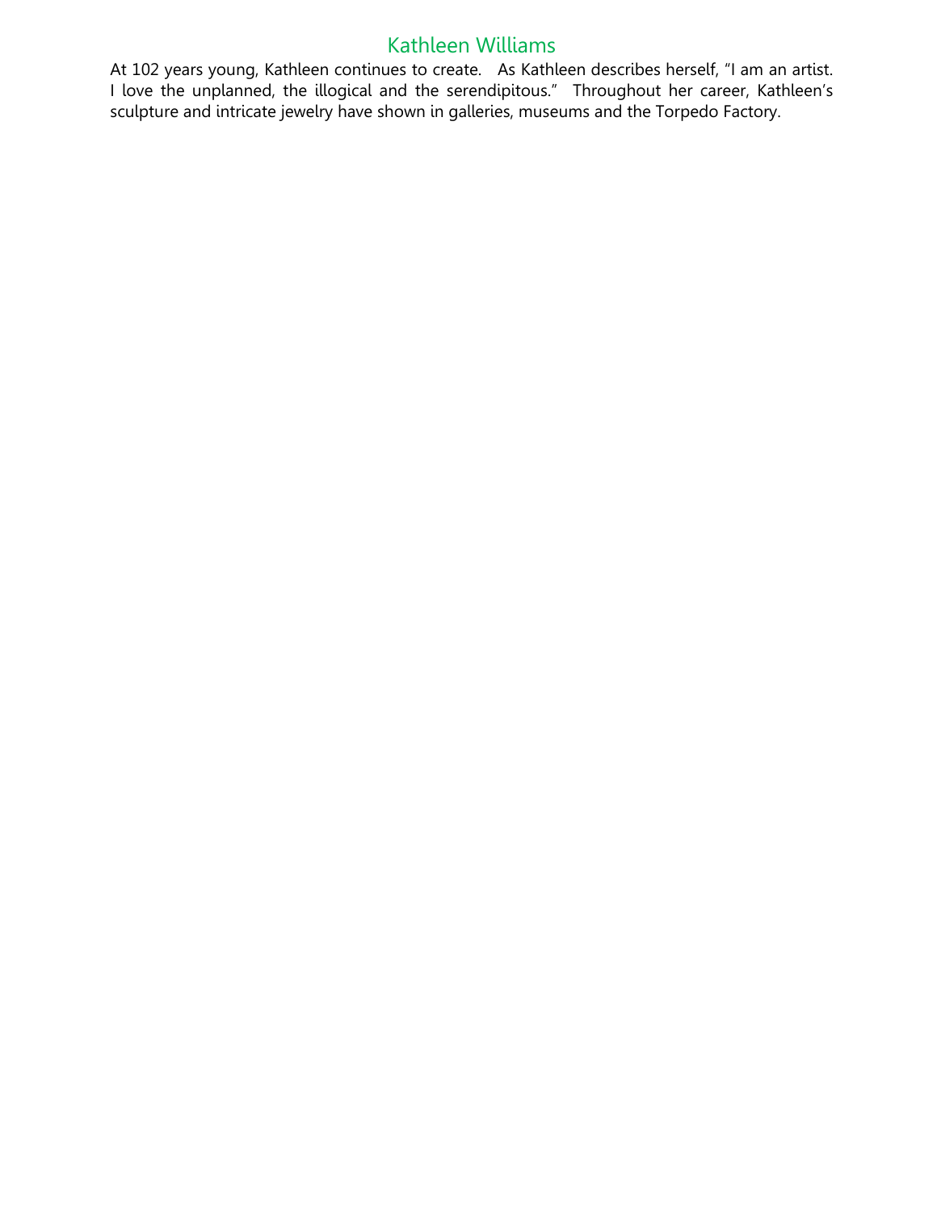## Kathleen Williams

At 102 years young, Kathleen continues to create. As Kathleen describes herself, "I am an artist. I love the unplanned, the illogical and the serendipitous." Throughout her career, Kathleen's sculpture and intricate jewelry have shown in galleries, museums and the Torpedo Factory.